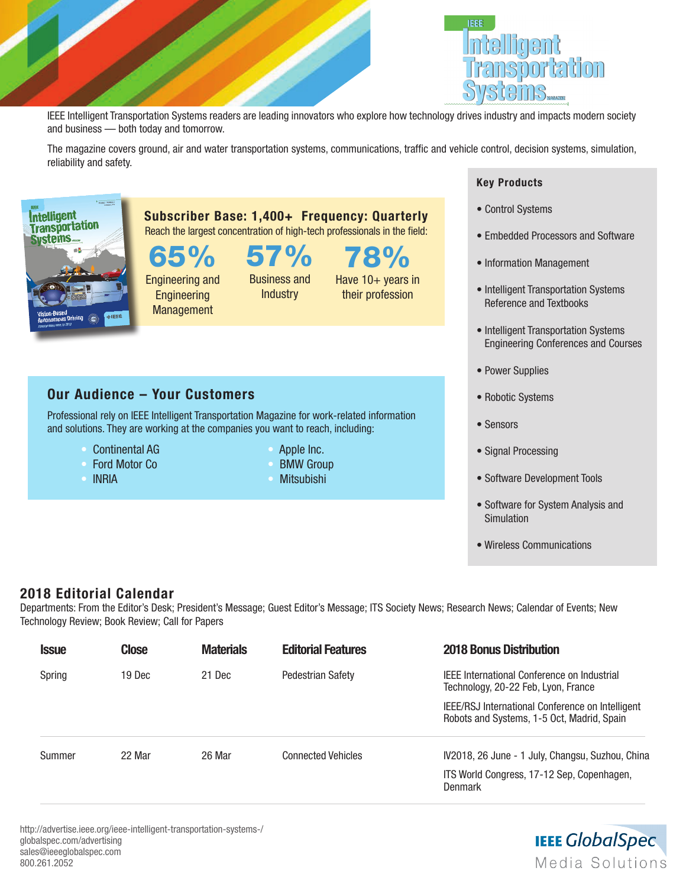# IEEE Intelligent Transportation Systems Magazine

IEEE Intelligent Transportation Systems readers are leading innovators who explore how technology drives industry and impacts modern society and business — both today and tomorrow.

The magazine covers ground, air and water transportation systems, communications, traffic and vehicle control, decision systems, simulation, reliability and safety.

**Subscriber Base: 1,400+ Frequency: Quarterly**

Reach the largest concentration of high-tech professionals in the field:

- **65%** Engineering and Engineering Management
- **57%** Business and Industry
- **78%** Have 10+ years in their profession

## Our Audience – Your Customers

Professional rely on IEEE Intelligent Transportation Magazine for work-related information and solutions. They are working at the companies you want to reach, including:

- Continental AG
- Ford Motor Co
- INRIA
- Apple Inc.
- BMW Group
- Mitsubishi

## Key Products

- Control Systems
- Embedded Processors and Software
- Information Management
- Intelligent Transportation Systems Reference and Textbooks
- Intelligent Transportation Systems Engineering Conferences and Courses
- Power Supplies
- Robotic Systems
- Sensors
- Signal Processing
- Software Development Tools
- Software for System Analysis and Simulation
- Wireless Communications

## 2018 Editorial Calendar

Departments: From the Editor's Desk; President's Message; Guest Editor's Message; ITS Society News; Research News; Calendar of Events; New Technology Review; Book Review; Call for Papers

| Issue | Close | Materials | Editorial Features | 2018 Bonus Distribution |
|---|---|---|---|---|
| Spring | 19 Dec | 21 Dec | Pedestrian Safety | IEEE International Conference on Industrial Technology, 20-22 Feb, Lyon, France; IEEE/RSJ International Conference on Intelligent Robots and Systems, 1-5 Oct, Madrid, Spain |
| Summer | 22 Mar | 26 Mar | Connected Vehicles | IV2018, 26 June - 1 July, Changsu, Suzhou, China; ITS World Congress, 17-12 Sep, Copenhagen, Denmark |

http://advertise.ieee.org/ieee-intelligent-transportation-systems-/
globalspec.com/advertising
sales@ieeeglobalspec.com
800.261.2052

IEEE GlobalSpec Media Solutions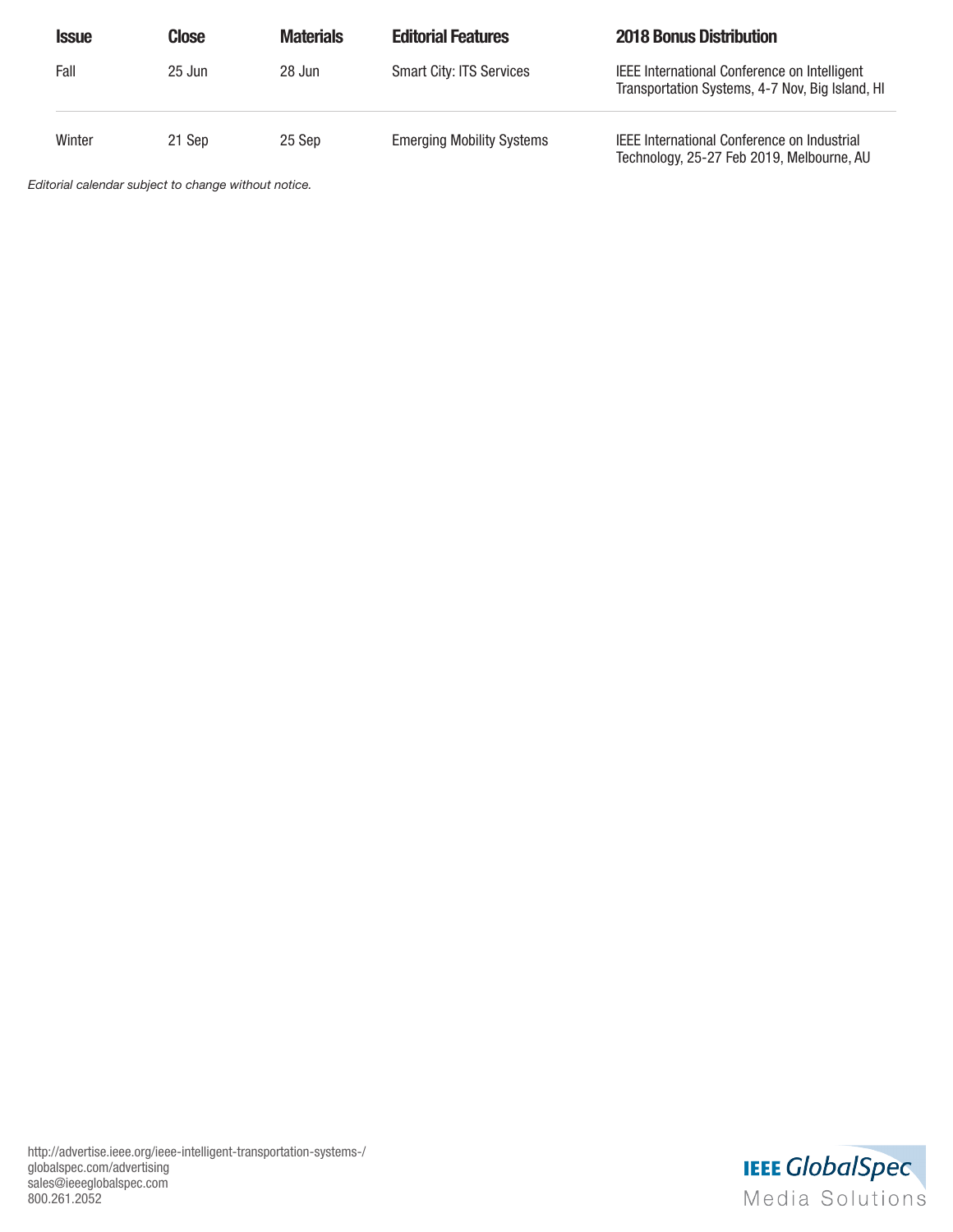| Issue | Close | Materials | Editorial Features | 2018 Bonus Distribution |
| --- | --- | --- | --- | --- |
| Fall | 25 Jun | 28 Jun | Smart City: ITS Services | IEEE International Conference on Intelligent Transportation Systems, 4-7 Nov, Big Island, HI |
| Winter | 21 Sep | 25 Sep | Emerging Mobility Systems | IEEE International Conference on Industrial Technology, 25-27 Feb 2019, Melbourne, AU |

*Editorial calendar subject to change without notice.*

http://advertise.ieee.org/ieee-intelligent-transportation-systems-/
globalspec.com/advertising
sales@ieeeglobalspec.com
800.261.2052

IEEE GlobalSpec Media Solutions